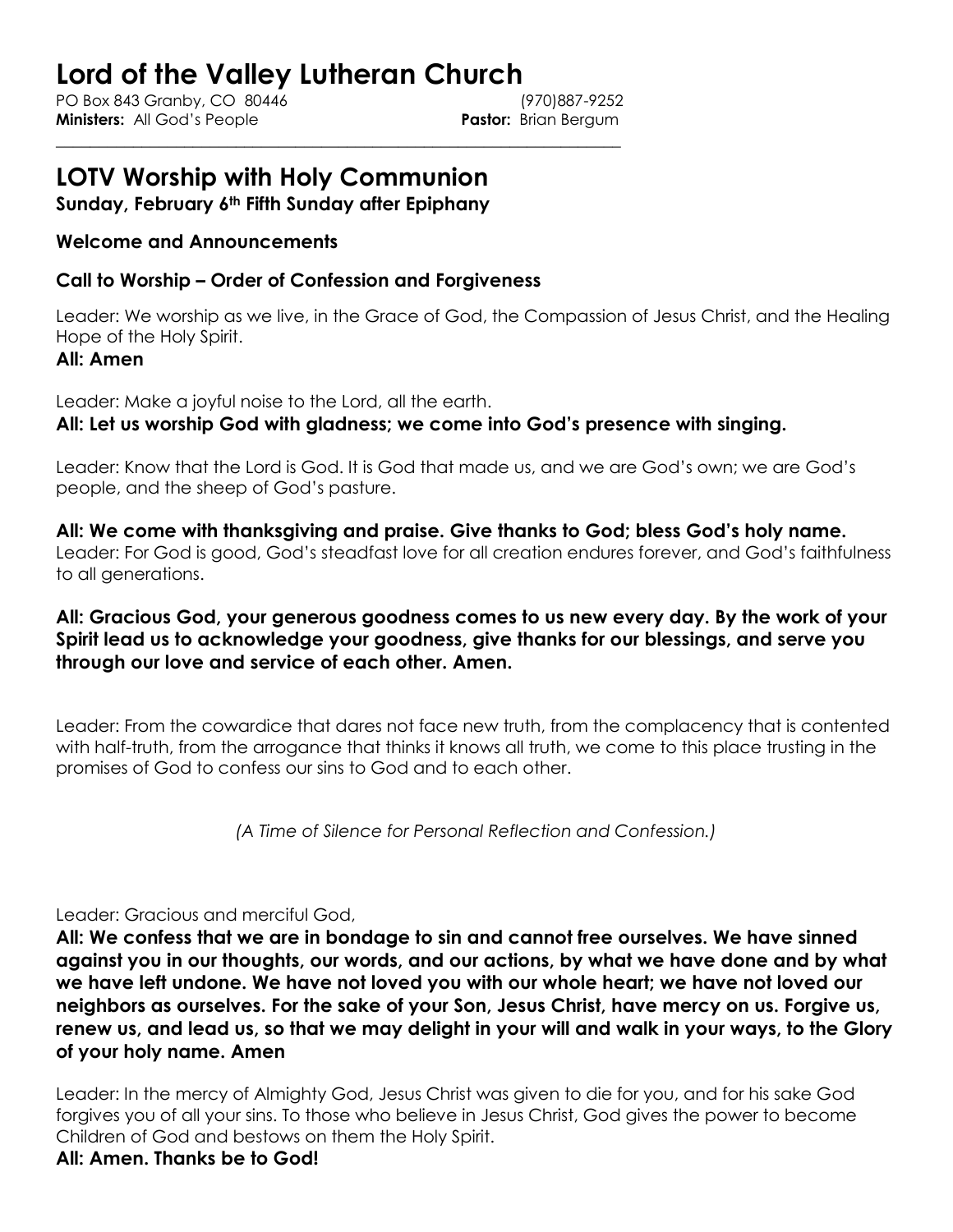# Lord of the Valley Lutheran Church

PO Box 843 Granby, CO 80446 (970)887-9252
**Ministers:** All God's People **Pastor:** Brian Bergum

---

## LOTV Worship with Holy Communion

**Sunday, February 6th Fifth Sunday after Epiphany**

### Welcome and Announcements

### Call to Worship – Order of Confession and Forgiveness

Leader: We worship as we live, in the Grace of God, the Compassion of Jesus Christ, and the Healing Hope of the Holy Spirit.

**All: Amen**

Leader: Make a joyful noise to the Lord, all the earth.

**All: Let us worship God with gladness; we come into God's presence with singing.**

Leader: Know that the Lord is God. It is God that made us, and we are God's own; we are God's people, and the sheep of God's pasture.

**All: We come with thanksgiving and praise. Give thanks to God; bless God's holy name.**

Leader: For God is good, God's steadfast love for all creation endures forever, and God's faithfulness to all generations.

**All: Gracious God, your generous goodness comes to us new every day. By the work of your Spirit lead us to acknowledge your goodness, give thanks for our blessings, and serve you through our love and service of each other. Amen.**

Leader: From the cowardice that dares not face new truth, from the complacency that is contented with half-truth, from the arrogance that thinks it knows all truth, we come to this place trusting in the promises of God to confess our sins to God and to each other.

*(A Time of Silence for Personal Reflection and Confession.)*

Leader: Gracious and merciful God,

**All: We confess that we are in bondage to sin and cannot free ourselves. We have sinned against you in our thoughts, our words, and our actions, by what we have done and by what we have left undone. We have not loved you with our whole heart; we have not loved our neighbors as ourselves. For the sake of your Son, Jesus Christ, have mercy on us. Forgive us, renew us, and lead us, so that we may delight in your will and walk in your ways, to the Glory of your holy name. Amen**

Leader: In the mercy of Almighty God, Jesus Christ was given to die for you, and for his sake God forgives you of all your sins. To those who believe in Jesus Christ, God gives the power to become Children of God and bestows on them the Holy Spirit.

**All: Amen. Thanks be to God!**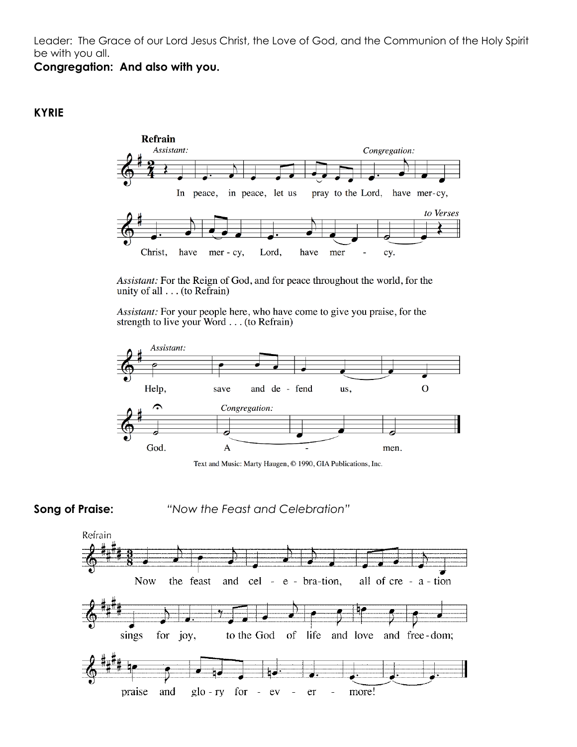Leader: The Grace of our Lord Jesus Christ, the Love of God, and the Communion of the Holy Spirit be with you all.

**Congregation: And also with you.**

**KYRIE**

**Refrain**

*Assistant:* In peace, in peace, let us pray to the Lord, *Congregation:* have mer-cy, Christ, have mer-cy, Lord, have mer - cy. *to Verses*

*Assistant:* For the Reign of God, and for peace throughout the world, for the unity of all . . . (to Refrain)

*Assistant:* For your people here, who have come to give you praise, for the strength to live your Word . . . (to Refrain)

*Assistant:* Help, save and de - fend us, O God. *Congregation:* A - men.

Text and Music: Marty Haugen, © 1990, GIA Publications, Inc.

**Song of Praise:** *"Now the Feast and Celebration"*

Refrain

Now the feast and cel - e - bra-tion, all of cre - a - tion sings for joy, to the God of life and love and free-dom; praise and glo - ry for - ev - er - more!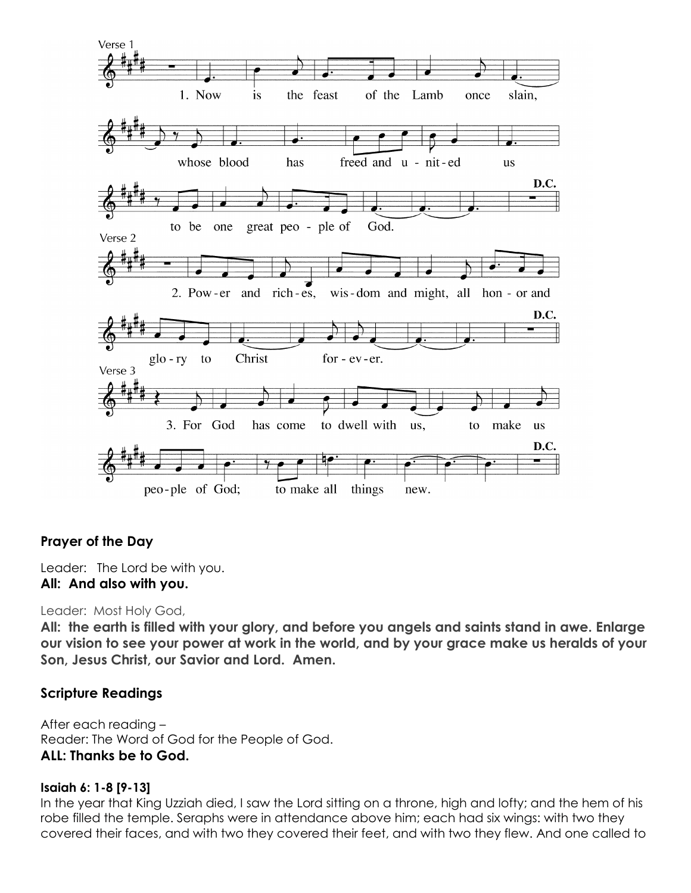Verse 1

1. Now is the feast of the Lamb once slain, whose blood has freed and u-nit-ed us to be one great peo-ple of God. D.C.

Verse 2

2. Pow-er and rich-es, wis-dom and might, all hon-or and glo-ry to Christ for-ev-er. D.C.

Verse 3

3. For God has come to dwell with us, to make us peo-ple of God; to make all things new. D.C.

## Prayer of the Day

Leader: The Lord be with you.
**All: And also with you.**

Leader: Most Holy God,
**All: the earth is filled with your glory, and before you angels and saints stand in awe. Enlarge our vision to see your power at work in the world, and by your grace make us heralds of your Son, Jesus Christ, our Savior and Lord. Amen.**

## Scripture Readings

After each reading –
Reader: The Word of God for the People of God.
**ALL: Thanks be to God.**

#### Isaiah 6: 1-8 [9-13]

In the year that King Uzziah died, I saw the Lord sitting on a throne, high and lofty; and the hem of his robe filled the temple. Seraphs were in attendance above him; each had six wings: with two they covered their faces, and with two they covered their feet, and with two they flew. And one called to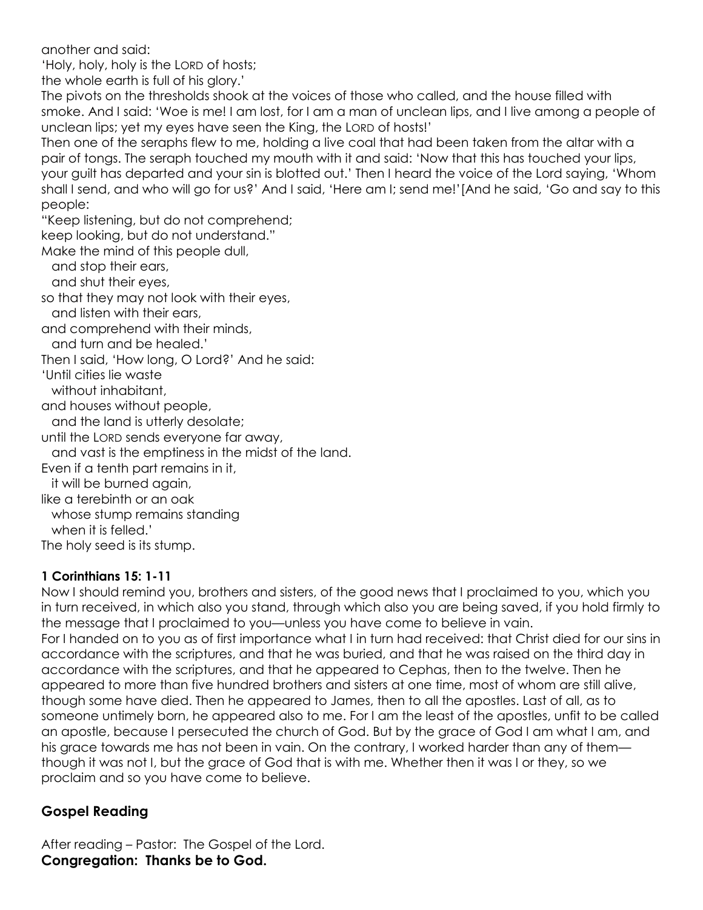another and said:
'Holy, holy, holy is the LORD of hosts;
the whole earth is full of his glory.'
The pivots on the thresholds shook at the voices of those who called, and the house filled with smoke. And I said: 'Woe is me! I am lost, for I am a man of unclean lips, and I live among a people of unclean lips; yet my eyes have seen the King, the LORD of hosts!'
Then one of the seraphs flew to me, holding a live coal that had been taken from the altar with a pair of tongs. The seraph touched my mouth with it and said: 'Now that this has touched your lips, your guilt has departed and your sin is blotted out.' Then I heard the voice of the Lord saying, 'Whom shall I send, and who will go for us?' And I said, 'Here am I; send me!'[And he said, 'Go and say to this people:
"Keep listening, but do not comprehend;
keep looking, but do not understand."
Make the mind of this people dull,
  and stop their ears,
  and shut their eyes,
so that they may not look with their eyes,
  and listen with their ears,
and comprehend with their minds,
  and turn and be healed.'
Then I said, 'How long, O Lord?' And he said:
'Until cities lie waste
  without inhabitant,
and houses without people,
  and the land is utterly desolate;
until the LORD sends everyone far away,
  and vast is the emptiness in the midst of the land.
Even if a tenth part remains in it,
  it will be burned again,
like a terebinth or an oak
  whose stump remains standing
  when it is felled.'
The holy seed is its stump.

**1 Corinthians 15: 1-11**
Now I should remind you, brothers and sisters, of the good news that I proclaimed to you, which you in turn received, in which also you stand, through which also you are being saved, if you hold firmly to the message that I proclaimed to you—unless you have come to believe in vain.
For I handed on to you as of first importance what I in turn had received: that Christ died for our sins in accordance with the scriptures, and that he was buried, and that he was raised on the third day in accordance with the scriptures, and that he appeared to Cephas, then to the twelve. Then he appeared to more than five hundred brothers and sisters at one time, most of whom are still alive, though some have died. Then he appeared to James, then to all the apostles. Last of all, as to someone untimely born, he appeared also to me. For I am the least of the apostles, unfit to be called an apostle, because I persecuted the church of God. But by the grace of God I am what I am, and his grace towards me has not been in vain. On the contrary, I worked harder than any of them—though it was not I, but the grace of God that is with me. Whether then it was I or they, so we proclaim and so you have come to believe.

## Gospel Reading

After reading – Pastor: The Gospel of the Lord.
**Congregation: Thanks be to God.**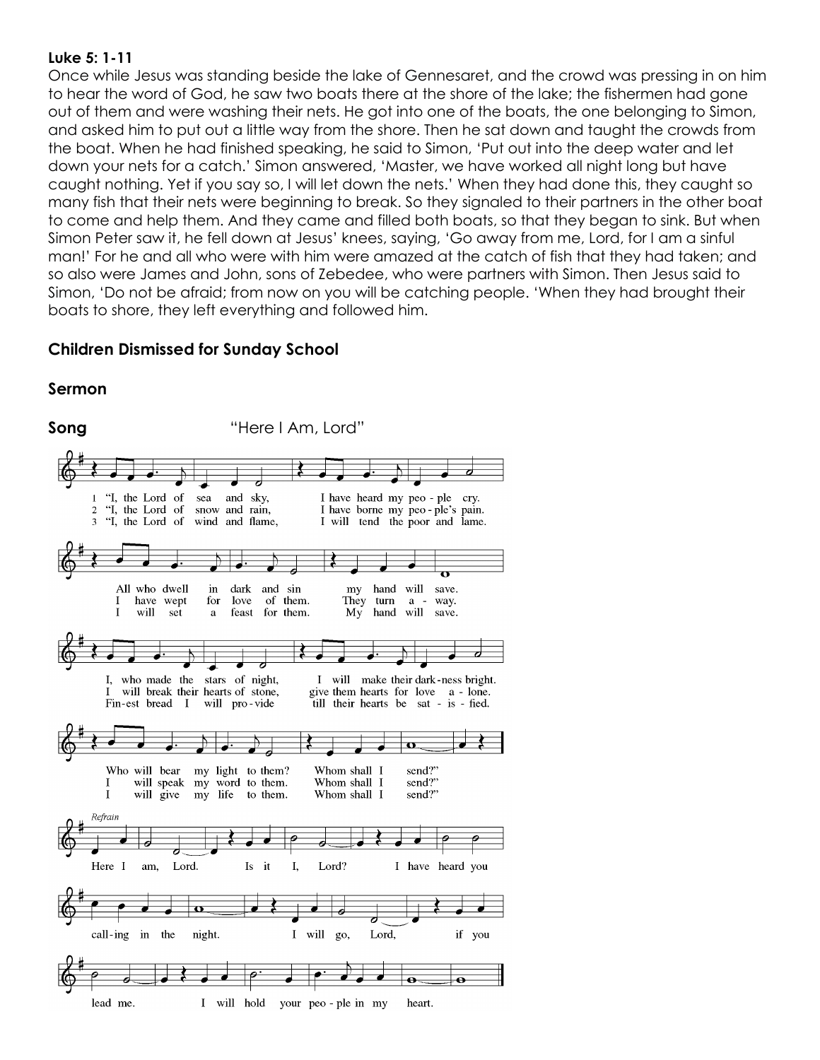**Luke 5: 1-11**

Once while Jesus was standing beside the lake of Gennesaret, and the crowd was pressing in on him to hear the word of God, he saw two boats there at the shore of the lake; the fishermen had gone out of them and were washing their nets. He got into one of the boats, the one belonging to Simon, and asked him to put out a little way from the shore. Then he sat down and taught the crowds from the boat. When he had finished speaking, he said to Simon, 'Put out into the deep water and let down your nets for a catch.' Simon answered, 'Master, we have worked all night long but have caught nothing. Yet if you say so, I will let down the nets.' When they had done this, they caught so many fish that their nets were beginning to break. So they signaled to their partners in the other boat to come and help them. And they came and filled both boats, so that they began to sink. But when Simon Peter saw it, he fell down at Jesus' knees, saying, 'Go away from me, Lord, for I am a sinful man!' For he and all who were with him were amazed at the catch of fish that they had taken; and so also were James and John, sons of Zebedee, who were partners with Simon. Then Jesus said to Simon, 'Do not be afraid; from now on you will be catching people. 'When they had brought their boats to shore, they left everything and followed him.

## Children Dismissed for Sunday School

## Sermon

## Song "Here I Am, Lord"

1 "I, the Lord of sea and sky, I have heard my peo-ple cry.
All who dwell in dark and sin my hand will save.
I, who made the stars of night, I will make their dark-ness bright.
Who will bear my light to them? Whom shall I send?"

2 "I, the Lord of snow and rain, I have borne my peo-ple's pain.
I have wept for love of them. They turn a-way.
I will break their hearts of stone, give them hearts for love a-lone.
I will speak my word to them. Whom shall I send?"

3 "I, the Lord of wind and flame, I will tend the poor and lame.
I will set a feast for them. My hand will save.
Fin-est bread I will pro-vide till their hearts be sat-is-fied.
I will give my life to them. Whom shall I send?"

*Refrain*

Here I am, Lord. Is it I, Lord? I have heard you call-ing in the night.
I will go, Lord, if you lead me. I will hold your peo-ple in my heart.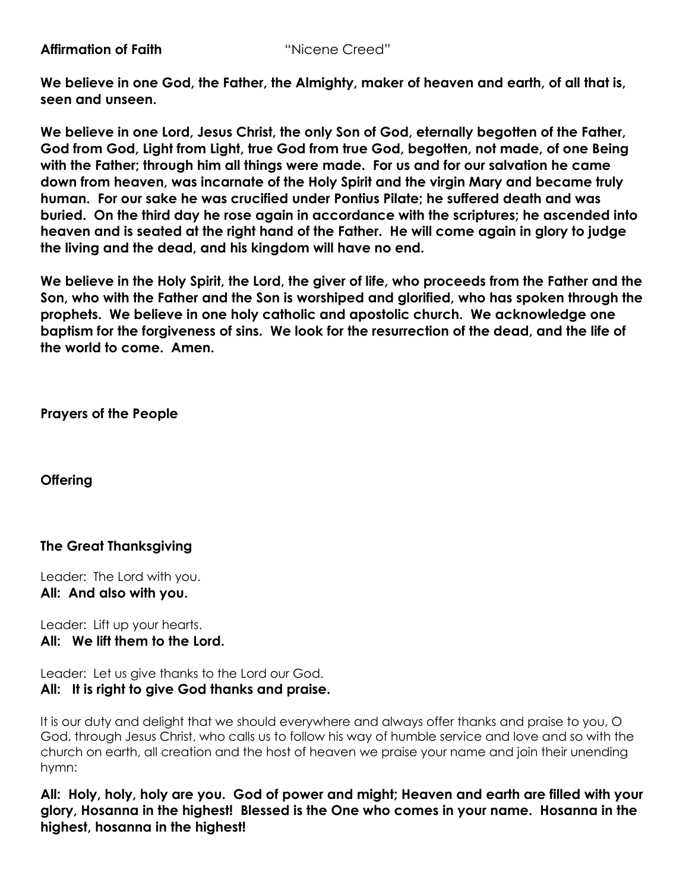**Affirmation of Faith** "Nicene Creed"

**We believe in one God, the Father, the Almighty, maker of heaven and earth, of all that is, seen and unseen.**

**We believe in one Lord, Jesus Christ, the only Son of God, eternally begotten of the Father, God from God, Light from Light, true God from true God, begotten, not made, of one Being with the Father; through him all things were made. For us and for our salvation he came down from heaven, was incarnate of the Holy Spirit and the virgin Mary and became truly human. For our sake he was crucified under Pontius Pilate; he suffered death and was buried. On the third day he rose again in accordance with the scriptures; he ascended into heaven and is seated at the right hand of the Father. He will come again in glory to judge the living and the dead, and his kingdom will have no end.**

**We believe in the Holy Spirit, the Lord, the giver of life, who proceeds from the Father and the Son, who with the Father and the Son is worshiped and glorified, who has spoken through the prophets. We believe in one holy catholic and apostolic church. We acknowledge one baptism for the forgiveness of sins. We look for the resurrection of the dead, and the life of the world to come. Amen.**

**Prayers of the People**

**Offering**

**The Great Thanksgiving**

Leader: The Lord with you.
**All: And also with you.**

Leader: Lift up your hearts.
**All: We lift them to the Lord.**

Leader: Let us give thanks to the Lord our God.
**All: It is right to give God thanks and praise.**

It is our duty and delight that we should everywhere and always offer thanks and praise to you, O God, through Jesus Christ, who calls us to follow his way of humble service and love and so with the church on earth, all creation and the host of heaven we praise your name and join their unending hymn:

**All: Holy, holy, holy are you. God of power and might; Heaven and earth are filled with your glory, Hosanna in the highest! Blessed is the One who comes in your name. Hosanna in the highest, hosanna in the highest!**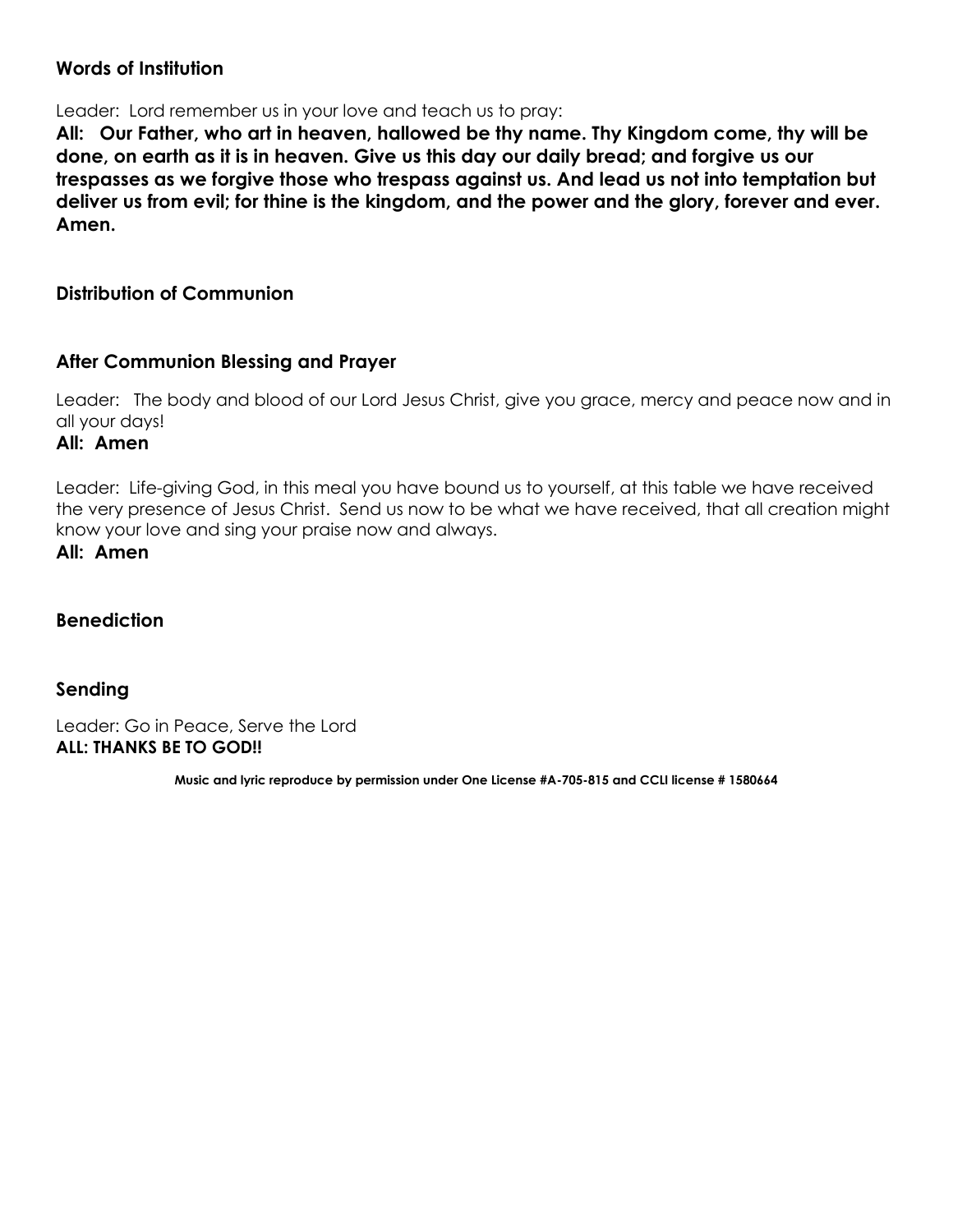### Words of Institution

Leader: Lord remember us in your love and teach us to pray:

**All: Our Father, who art in heaven, hallowed be thy name. Thy Kingdom come, thy will be done, on earth as it is in heaven. Give us this day our daily bread; and forgive us our trespasses as we forgive those who trespass against us. And lead us not into temptation but deliver us from evil; for thine is the kingdom, and the power and the glory, forever and ever. Amen.**

### Distribution of Communion

### After Communion Blessing and Prayer

Leader: The body and blood of our Lord Jesus Christ, give you grace, mercy and peace now and in all your days!

**All: Amen**

Leader: Life-giving God, in this meal you have bound us to yourself, at this table we have received the very presence of Jesus Christ. Send us now to be what we have received, that all creation might know your love and sing your praise now and always.

**All: Amen**

### Benediction

### Sending

Leader: Go in Peace, Serve the Lord

**ALL: THANKS BE TO GOD!!**

**Music and lyric reproduce by permission under One License #A-705-815 and CCLI license # 1580664**